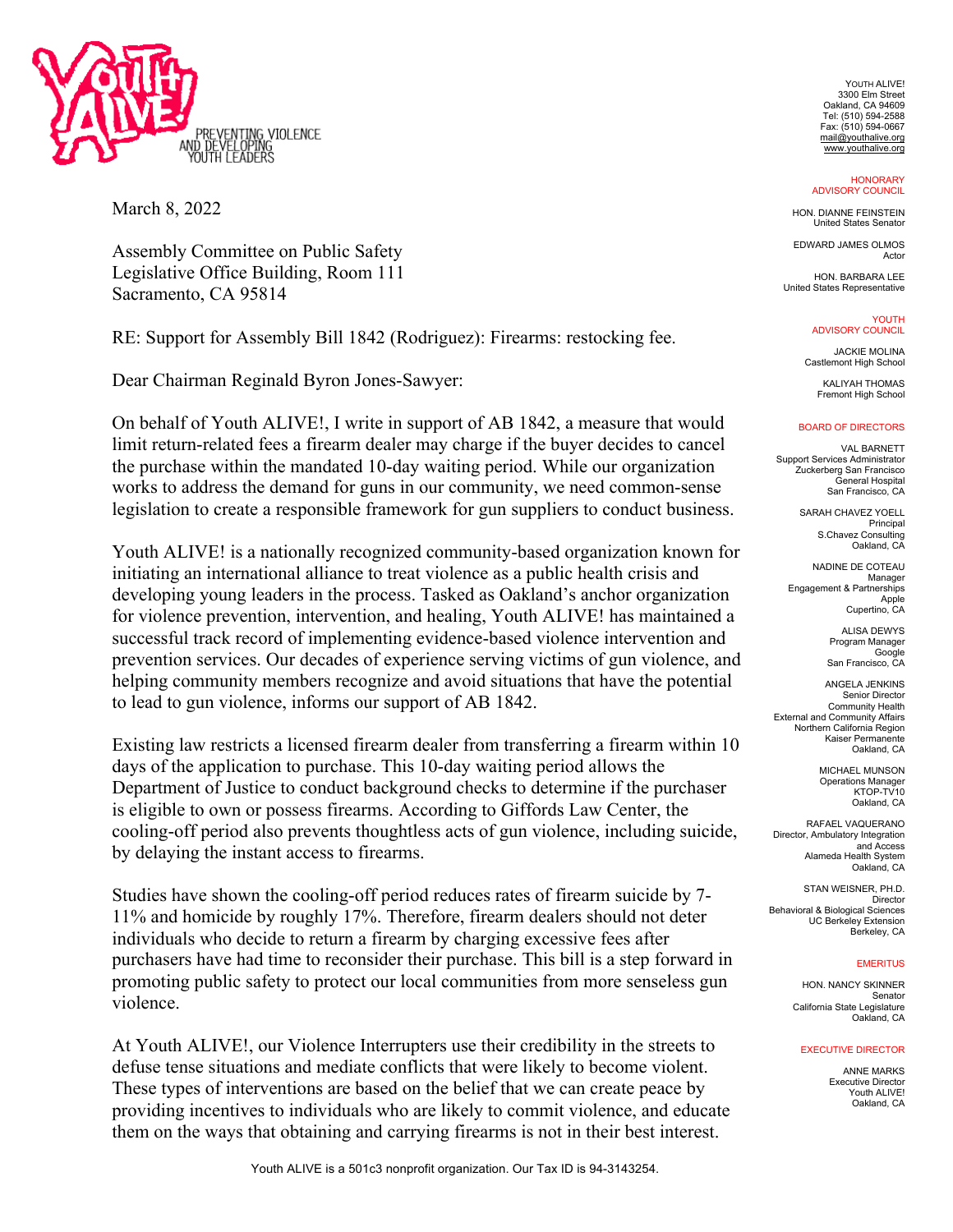PREVENTING VIOLENCE AND DEVELOPING YOUTH LEADERS

YOUTH ALIVE!
3300 Elm Street
Oakland, CA 94609
Tel: (510) 594-2588
Fax: (510) 594-0667
mail@youthalive.org
www.youthalive.org

HONORARY ADVISORY COUNCIL

HON. DIANNE FEINSTEIN
United States Senator

EDWARD JAMES OLMOS
Actor

HON. BARBARA LEE
United States Representative

YOUTH ADVISORY COUNCIL

JACKIE MOLINA
Castlemont High School

KALIYAH THOMAS
Fremont High School

BOARD OF DIRECTORS

VAL BARNETT
Support Services Administrator
Zuckerberg San Francisco General Hospital
San Francisco, CA

SARAH CHAVEZ YOELL
Principal
S.Chavez Consulting
Oakland, CA

NADINE DE COTEAU
Manager
Engagement & Partnerships
Apple
Cupertino, CA

ALISA DEWYS
Program Manager
Google
San Francisco, CA

ANGELA JENKINS
Senior Director
Community Health
External and Community Affairs
Northern California Region
Kaiser Permanente
Oakland, CA

MICHAEL MUNSON
Operations Manager
KTOP-TV10
Oakland, CA

RAFAEL VAQUERANO
Director, Ambulatory Integration and Access
Alameda Health System
Oakland, CA

STAN WEISNER, PH.D.
Director
Behavioral & Biological Sciences
UC Berkeley Extension
Berkeley, CA

EMERITUS

HON. NANCY SKINNER
Senator
California State Legislature
Oakland, CA

EXECUTIVE DIRECTOR

ANNE MARKS
Executive Director
Youth ALIVE!
Oakland, CA

---

March 8, 2022

Assembly Committee on Public Safety
Legislative Office Building, Room 111
Sacramento, CA 95814

RE: Support for Assembly Bill 1842 (Rodriguez): Firearms: restocking fee.

Dear Chairman Reginald Byron Jones-Sawyer:

On behalf of Youth ALIVE!, I write in support of AB 1842, a measure that would limit return-related fees a firearm dealer may charge if the buyer decides to cancel the purchase within the mandated 10-day waiting period. While our organization works to address the demand for guns in our community, we need common-sense legislation to create a responsible framework for gun suppliers to conduct business.

Youth ALIVE! is a nationally recognized community-based organization known for initiating an international alliance to treat violence as a public health crisis and developing young leaders in the process. Tasked as Oakland's anchor organization for violence prevention, intervention, and healing, Youth ALIVE! has maintained a successful track record of implementing evidence-based violence intervention and prevention services. Our decades of experience serving victims of gun violence, and helping community members recognize and avoid situations that have the potential to lead to gun violence, informs our support of AB 1842.

Existing law restricts a licensed firearm dealer from transferring a firearm within 10 days of the application to purchase. This 10-day waiting period allows the Department of Justice to conduct background checks to determine if the purchaser is eligible to own or possess firearms. According to Giffords Law Center, the cooling-off period also prevents thoughtless acts of gun violence, including suicide, by delaying the instant access to firearms.

Studies have shown the cooling-off period reduces rates of firearm suicide by 7-11% and homicide by roughly 17%. Therefore, firearm dealers should not deter individuals who decide to return a firearm by charging excessive fees after purchasers have had time to reconsider their purchase. This bill is a step forward in promoting public safety to protect our local communities from more senseless gun violence.

At Youth ALIVE!, our Violence Interrupters use their credibility in the streets to defuse tense situations and mediate conflicts that were likely to become violent. These types of interventions are based on the belief that we can create peace by providing incentives to individuals who are likely to commit violence, and educate them on the ways that obtaining and carrying firearms is not in their best interest.

Youth ALIVE is a 501c3 nonprofit organization. Our Tax ID is 94-3143254.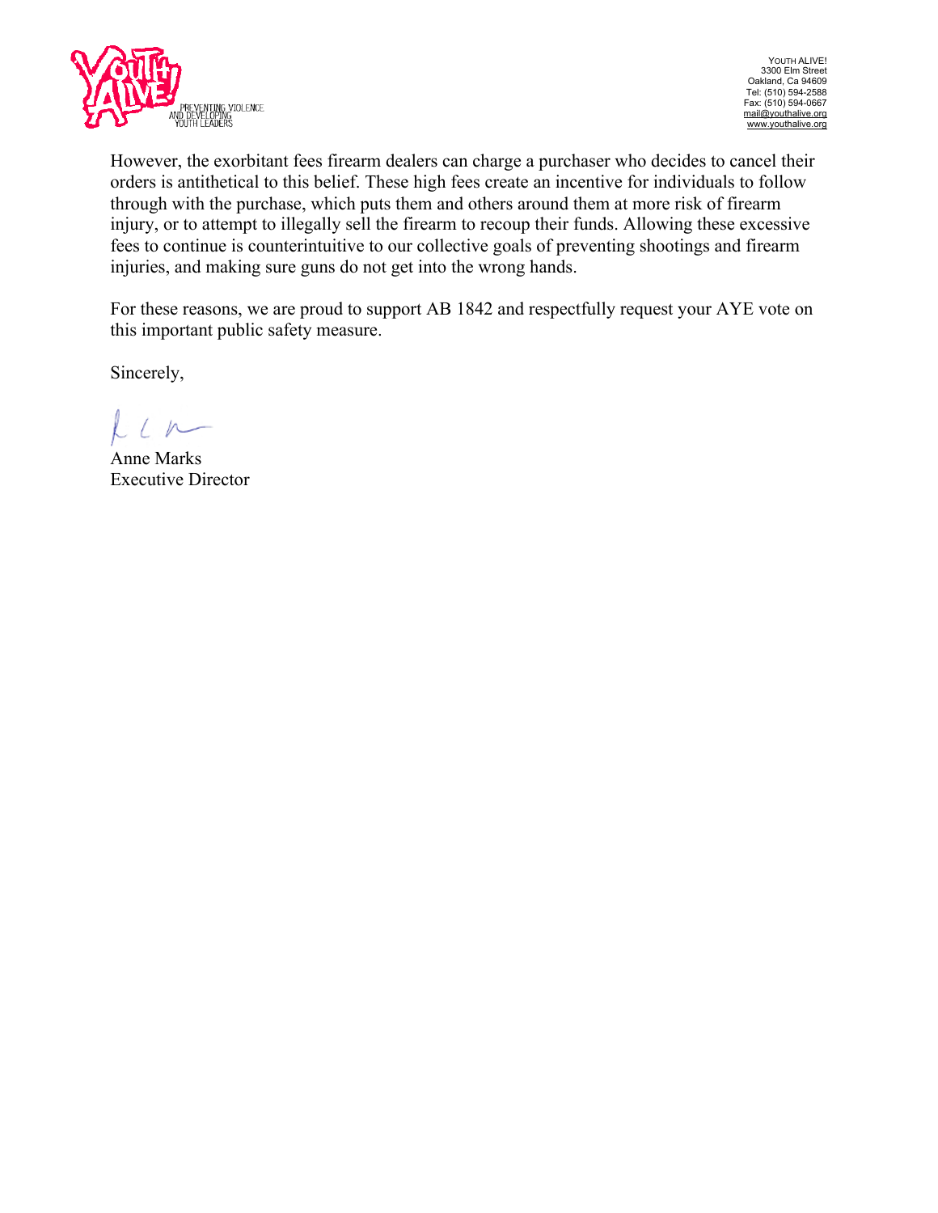Youth Alive!
3300 Elm Street
Oakland, Ca 94609
Tel: (510) 594-2588
Fax: (510) 594-0667
mail@youthalive.org
www.youthalive.org

However, the exorbitant fees firearm dealers can charge a purchaser who decides to cancel their orders is antithetical to this belief. These high fees create an incentive for individuals to follow through with the purchase, which puts them and others around them at more risk of firearm injury, or to attempt to illegally sell the firearm to recoup their funds. Allowing these excessive fees to continue is counterintuitive to our collective goals of preventing shootings and firearm injuries, and making sure guns do not get into the wrong hands.

For these reasons, we are proud to support AB 1842 and respectfully request your AYE vote on this important public safety measure.

Sincerely,

Anne Marks
Executive Director